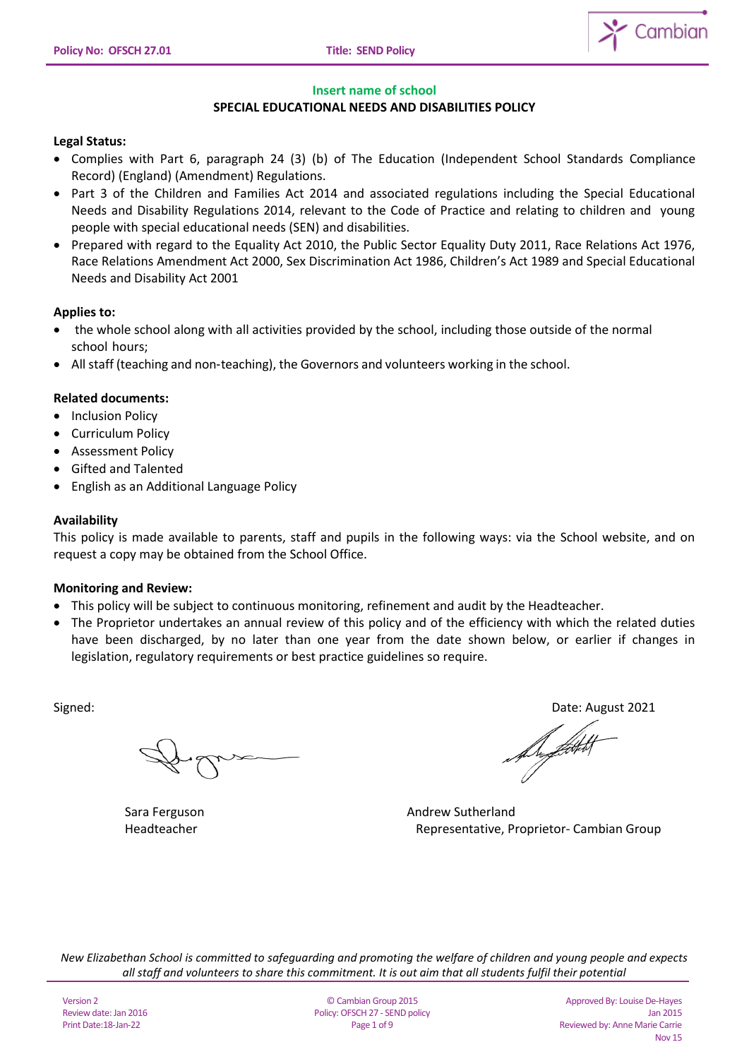**Insert name of school**

## SPECIAL EDUCATIONAL NEEDS AND DISABILITIES POLICY

**Legal Status:**

- Complies with Part 6, paragraph 24 (3) (b) of The Education (Independent School Standards Compliance Record) (England) (Amendment) Regulations.
- Part 3 of the Children and Families Act 2014 and associated regulations including the Special Educational Needs and Disability Regulations 2014, relevant to the Code of Practice and relating to children and young people with special educational needs (SEN) and disabilities.
- Prepared with regard to the Equality Act 2010, the Public Sector Equality Duty 2011, Race Relations Act 1976, Race Relations Amendment Act 2000, Sex Discrimination Act 1986, Children's Act 1989 and Special Educational Needs and Disability Act 2001

**Applies to:**

- the whole school along with all activities provided by the school, including those outside of the normal school hours;
- All staff (teaching and non-teaching), the Governors and volunteers working in the school.

**Related documents:**

- Inclusion Policy
- Curriculum Policy
- Assessment Policy
- Gifted and Talented
- English as an Additional Language Policy

**Availability**

This policy is made available to parents, staff and pupils in the following ways: via the School website, and on request a copy may be obtained from the School Office.

**Monitoring and Review:**

- This policy will be subject to continuous monitoring, refinement and audit by the Headteacher.
- The Proprietor undertakes an annual review of this policy and of the efficiency with which the related duties have been discharged, by no later than one year from the date shown below, or earlier if changes in legislation, regulatory requirements or best practice guidelines so require.

Signed: Date: August 2021

Sara Ferguson
Headteacher

Andrew Sutherland
Representative, Proprietor- Cambian Group

*New Elizabethan School is committed to safeguarding and promoting the welfare of children and young people and expects all staff and volunteers to share this commitment. It is out aim that all students fulfil their potential*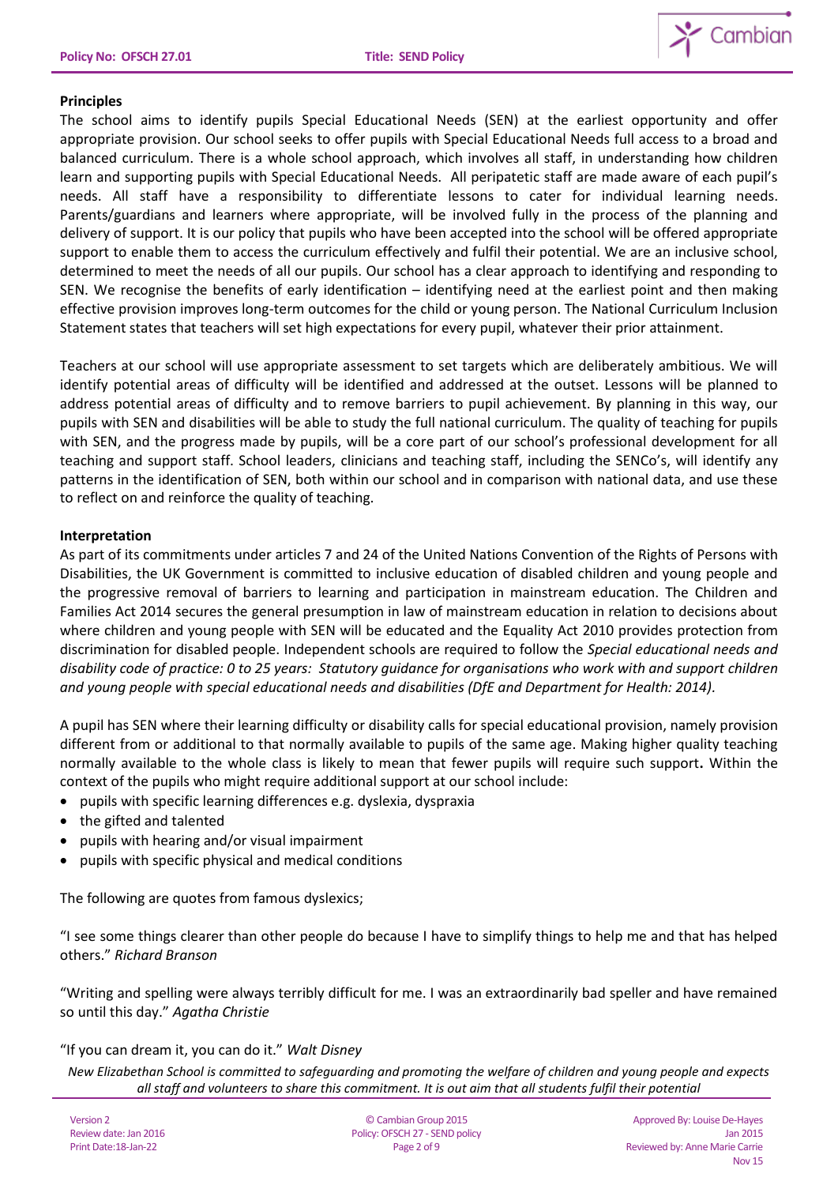**Principles**

The school aims to identify pupils Special Educational Needs (SEN) at the earliest opportunity and offer appropriate provision. Our school seeks to offer pupils with Special Educational Needs full access to a broad and balanced curriculum. There is a whole school approach, which involves all staff, in understanding how children learn and supporting pupils with Special Educational Needs. All peripatetic staff are made aware of each pupil's needs. All staff have a responsibility to differentiate lessons to cater for individual learning needs. Parents/guardians and learners where appropriate, will be involved fully in the process of the planning and delivery of support. It is our policy that pupils who have been accepted into the school will be offered appropriate support to enable them to access the curriculum effectively and fulfil their potential. We are an inclusive school, determined to meet the needs of all our pupils. Our school has a clear approach to identifying and responding to SEN. We recognise the benefits of early identification – identifying need at the earliest point and then making effective provision improves long-term outcomes for the child or young person. The National Curriculum Inclusion Statement states that teachers will set high expectations for every pupil, whatever their prior attainment.

Teachers at our school will use appropriate assessment to set targets which are deliberately ambitious. We will identify potential areas of difficulty will be identified and addressed at the outset. Lessons will be planned to address potential areas of difficulty and to remove barriers to pupil achievement. By planning in this way, our pupils with SEN and disabilities will be able to study the full national curriculum. The quality of teaching for pupils with SEN, and the progress made by pupils, will be a core part of our school's professional development for all teaching and support staff. School leaders, clinicians and teaching staff, including the SENCo's, will identify any patterns in the identification of SEN, both within our school and in comparison with national data, and use these to reflect on and reinforce the quality of teaching.

**Interpretation**

As part of its commitments under articles 7 and 24 of the United Nations Convention of the Rights of Persons with Disabilities, the UK Government is committed to inclusive education of disabled children and young people and the progressive removal of barriers to learning and participation in mainstream education. The Children and Families Act 2014 secures the general presumption in law of mainstream education in relation to decisions about where children and young people with SEN will be educated and the Equality Act 2010 provides protection from discrimination for disabled people. Independent schools are required to follow the *Special educational needs and disability code of practice: 0 to 25 years: Statutory guidance for organisations who work with and support children and young people with special educational needs and disabilities (DfE and Department for Health: 2014).*

A pupil has SEN where their learning difficulty or disability calls for special educational provision, namely provision different from or additional to that normally available to pupils of the same age. Making higher quality teaching normally available to the whole class is likely to mean that fewer pupils will require such support**.** Within the context of the pupils who might require additional support at our school include:

- pupils with specific learning differences e.g. dyslexia, dyspraxia
- the gifted and talented
- pupils with hearing and/or visual impairment
- pupils with specific physical and medical conditions

The following are quotes from famous dyslexics;

"I see some things clearer than other people do because I have to simplify things to help me and that has helped others." *Richard Branson*

"Writing and spelling were always terribly difficult for me. I was an extraordinarily bad speller and have remained so until this day." *Agatha Christie*

"If you can dream it, you can do it." *Walt Disney*

*New Elizabethan School is committed to safeguarding and promoting the welfare of children and young people and expects all staff and volunteers to share this commitment. It is out aim that all students fulfil their potential*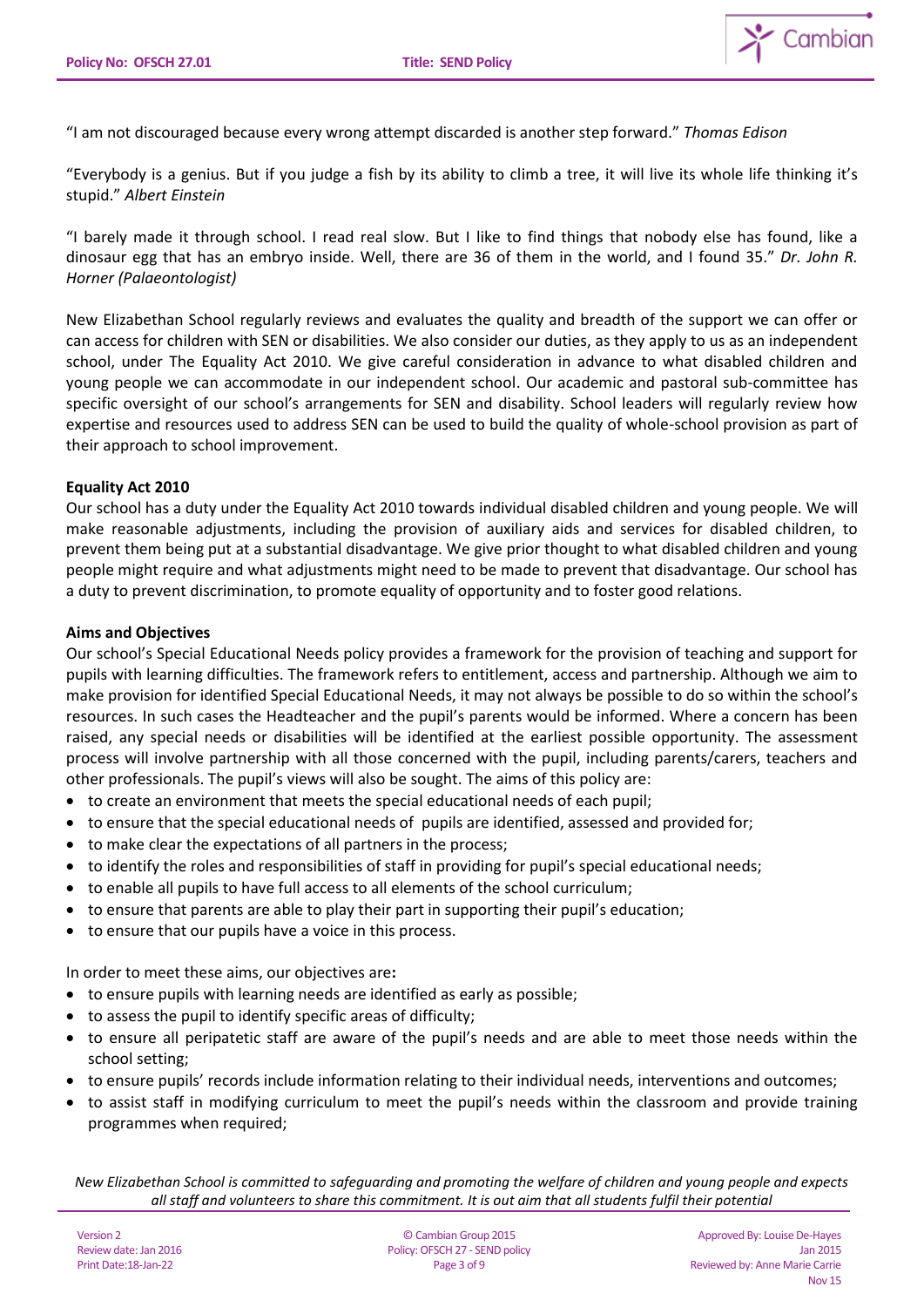"I am not discouraged because every wrong attempt discarded is another step forward." *Thomas Edison*

"Everybody is a genius. But if you judge a fish by its ability to climb a tree, it will live its whole life thinking it's stupid." *Albert Einstein*

"I barely made it through school. I read real slow. But I like to find things that nobody else has found, like a dinosaur egg that has an embryo inside. Well, there are 36 of them in the world, and I found 35." *Dr. John R. Horner (Palaeontologist)*

New Elizabethan School regularly reviews and evaluates the quality and breadth of the support we can offer or can access for children with SEN or disabilities. We also consider our duties, as they apply to us as an independent school, under The Equality Act 2010. We give careful consideration in advance to what disabled children and young people we can accommodate in our independent school. Our academic and pastoral sub-committee has specific oversight of our school's arrangements for SEN and disability. School leaders will regularly review how expertise and resources used to address SEN can be used to build the quality of whole-school provision as part of their approach to school improvement.

**Equality Act 2010**

Our school has a duty under the Equality Act 2010 towards individual disabled children and young people. We will make reasonable adjustments, including the provision of auxiliary aids and services for disabled children, to prevent them being put at a substantial disadvantage. We give prior thought to what disabled children and young people might require and what adjustments might need to be made to prevent that disadvantage. Our school has a duty to prevent discrimination, to promote equality of opportunity and to foster good relations.

**Aims and Objectives**

Our school's Special Educational Needs policy provides a framework for the provision of teaching and support for pupils with learning difficulties. The framework refers to entitlement, access and partnership. Although we aim to make provision for identified Special Educational Needs, it may not always be possible to do so within the school's resources. In such cases the Headteacher and the pupil's parents would be informed. Where a concern has been raised, any special needs or disabilities will be identified at the earliest possible opportunity. The assessment process will involve partnership with all those concerned with the pupil, including parents/carers, teachers and other professionals. The pupil's views will also be sought. The aims of this policy are:

- to create an environment that meets the special educational needs of each pupil;
- to ensure that the special educational needs of pupils are identified, assessed and provided for;
- to make clear the expectations of all partners in the process;
- to identify the roles and responsibilities of staff in providing for pupil's special educational needs;
- to enable all pupils to have full access to all elements of the school curriculum;
- to ensure that parents are able to play their part in supporting their pupil's education;
- to ensure that our pupils have a voice in this process.

In order to meet these aims, our objectives are**:**

- to ensure pupils with learning needs are identified as early as possible;
- to assess the pupil to identify specific areas of difficulty;
- to ensure all peripatetic staff are aware of the pupil's needs and are able to meet those needs within the school setting;
- to ensure pupils' records include information relating to their individual needs, interventions and outcomes;
- to assist staff in modifying curriculum to meet the pupil's needs within the classroom and provide training programmes when required;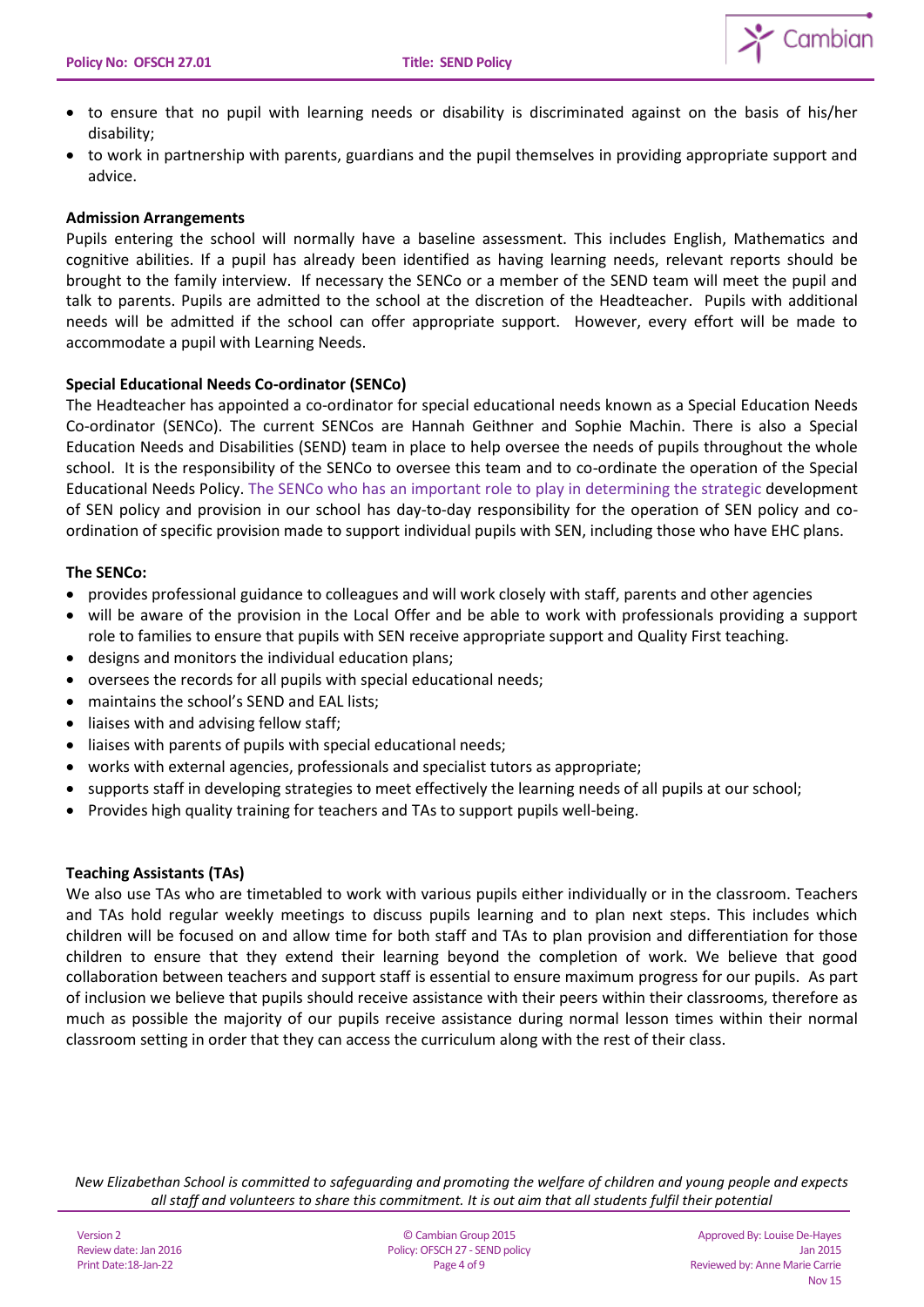- to ensure that no pupil with learning needs or disability is discriminated against on the basis of his/her disability;
- to work in partnership with parents, guardians and the pupil themselves in providing appropriate support and advice.

**Admission Arrangements**

Pupils entering the school will normally have a baseline assessment. This includes English, Mathematics and cognitive abilities. If a pupil has already been identified as having learning needs, relevant reports should be brought to the family interview. If necessary the SENCo or a member of the SEND team will meet the pupil and talk to parents. Pupils are admitted to the school at the discretion of the Headteacher. Pupils with additional needs will be admitted if the school can offer appropriate support. However, every effort will be made to accommodate a pupil with Learning Needs.

**Special Educational Needs Co-ordinator (SENCo)**

The Headteacher has appointed a co-ordinator for special educational needs known as a Special Education Needs Co-ordinator (SENCo). The current SENCos are Hannah Geithner and Sophie Machin. There is also a Special Education Needs and Disabilities (SEND) team in place to help oversee the needs of pupils throughout the whole school. It is the responsibility of the SENCo to oversee this team and to co-ordinate the operation of the Special Educational Needs Policy. The SENCo who has an important role to play in determining the strategic development of SEN policy and provision in our school has day-to-day responsibility for the operation of SEN policy and co-ordination of specific provision made to support individual pupils with SEN, including those who have EHC plans.

**The SENCo:**

- provides professional guidance to colleagues and will work closely with staff, parents and other agencies
- will be aware of the provision in the Local Offer and be able to work with professionals providing a support role to families to ensure that pupils with SEN receive appropriate support and Quality First teaching.
- designs and monitors the individual education plans;
- oversees the records for all pupils with special educational needs;
- maintains the school's SEND and EAL lists;
- liaises with and advising fellow staff;
- liaises with parents of pupils with special educational needs;
- works with external agencies, professionals and specialist tutors as appropriate;
- supports staff in developing strategies to meet effectively the learning needs of all pupils at our school;
- Provides high quality training for teachers and TAs to support pupils well-being.

**Teaching Assistants (TAs)**

We also use TAs who are timetabled to work with various pupils either individually or in the classroom. Teachers and TAs hold regular weekly meetings to discuss pupils learning and to plan next steps. This includes which children will be focused on and allow time for both staff and TAs to plan provision and differentiation for those children to ensure that they extend their learning beyond the completion of work. We believe that good collaboration between teachers and support staff is essential to ensure maximum progress for our pupils. As part of inclusion we believe that pupils should receive assistance with their peers within their classrooms, therefore as much as possible the majority of our pupils receive assistance during normal lesson times within their normal classroom setting in order that they can access the curriculum along with the rest of their class.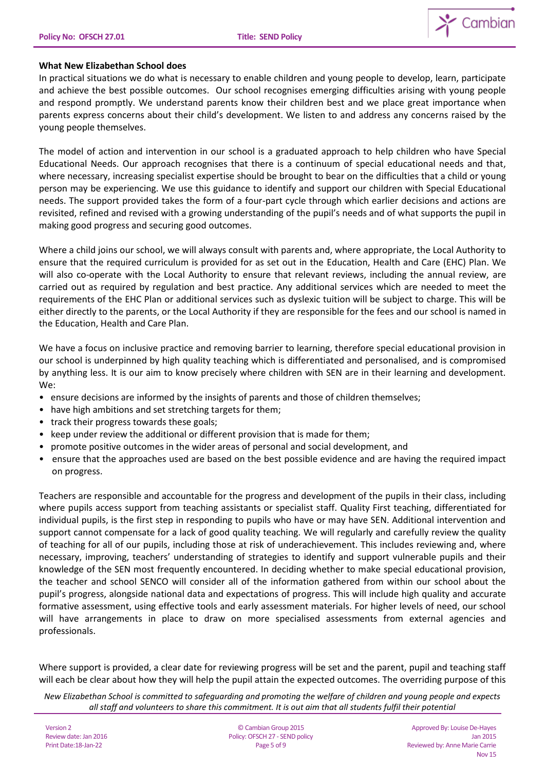**What New Elizabethan School does**

In practical situations we do what is necessary to enable children and young people to develop, learn, participate and achieve the best possible outcomes. Our school recognises emerging difficulties arising with young people and respond promptly. We understand parents know their children best and we place great importance when parents express concerns about their child's development. We listen to and address any concerns raised by the young people themselves.

The model of action and intervention in our school is a graduated approach to help children who have Special Educational Needs. Our approach recognises that there is a continuum of special educational needs and that, where necessary, increasing specialist expertise should be brought to bear on the difficulties that a child or young person may be experiencing. We use this guidance to identify and support our children with Special Educational needs. The support provided takes the form of a four-part cycle through which earlier decisions and actions are revisited, refined and revised with a growing understanding of the pupil's needs and of what supports the pupil in making good progress and securing good outcomes.

Where a child joins our school, we will always consult with parents and, where appropriate, the Local Authority to ensure that the required curriculum is provided for as set out in the Education, Health and Care (EHC) Plan. We will also co-operate with the Local Authority to ensure that relevant reviews, including the annual review, are carried out as required by regulation and best practice. Any additional services which are needed to meet the requirements of the EHC Plan or additional services such as dyslexic tuition will be subject to charge. This will be either directly to the parents, or the Local Authority if they are responsible for the fees and our school is named in the Education, Health and Care Plan.

We have a focus on inclusive practice and removing barrier to learning, therefore special educational provision in our school is underpinned by high quality teaching which is differentiated and personalised, and is compromised by anything less. It is our aim to know precisely where children with SEN are in their learning and development. We:

- ensure decisions are informed by the insights of parents and those of children themselves;
- have high ambitions and set stretching targets for them;
- track their progress towards these goals;
- keep under review the additional or different provision that is made for them;
- promote positive outcomes in the wider areas of personal and social development, and
- ensure that the approaches used are based on the best possible evidence and are having the required impact on progress.

Teachers are responsible and accountable for the progress and development of the pupils in their class, including where pupils access support from teaching assistants or specialist staff. Quality First teaching, differentiated for individual pupils, is the first step in responding to pupils who have or may have SEN. Additional intervention and support cannot compensate for a lack of good quality teaching. We will regularly and carefully review the quality of teaching for all of our pupils, including those at risk of underachievement. This includes reviewing and, where necessary, improving, teachers' understanding of strategies to identify and support vulnerable pupils and their knowledge of the SEN most frequently encountered. In deciding whether to make special educational provision, the teacher and school SENCO will consider all of the information gathered from within our school about the pupil's progress, alongside national data and expectations of progress. This will include high quality and accurate formative assessment, using effective tools and early assessment materials. For higher levels of need, our school will have arrangements in place to draw on more specialised assessments from external agencies and professionals.

Where support is provided, a clear date for reviewing progress will be set and the parent, pupil and teaching staff will each be clear about how they will help the pupil attain the expected outcomes. The overriding purpose of this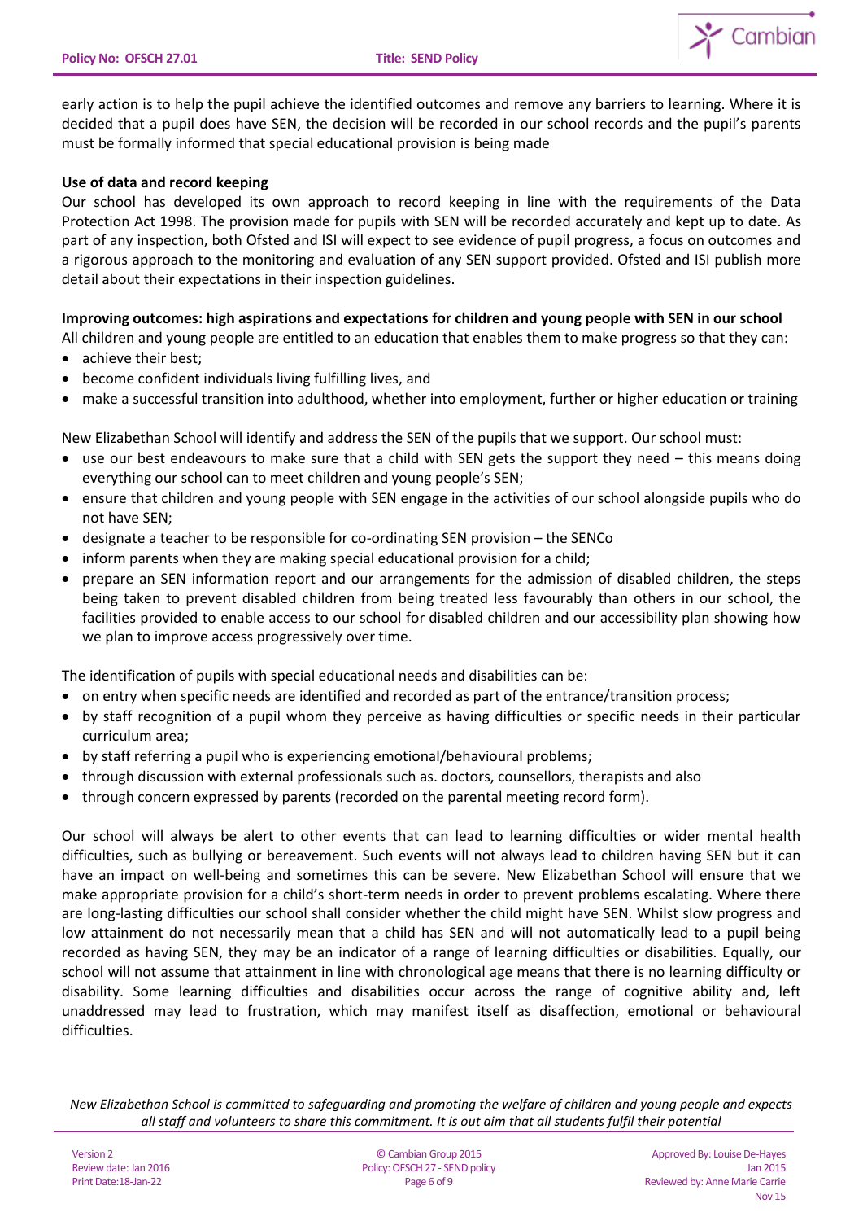early action is to help the pupil achieve the identified outcomes and remove any barriers to learning. Where it is decided that a pupil does have SEN, the decision will be recorded in our school records and the pupil's parents must be formally informed that special educational provision is being made

**Use of data and record keeping**

Our school has developed its own approach to record keeping in line with the requirements of the Data Protection Act 1998. The provision made for pupils with SEN will be recorded accurately and kept up to date. As part of any inspection, both Ofsted and ISI will expect to see evidence of pupil progress, a focus on outcomes and a rigorous approach to the monitoring and evaluation of any SEN support provided. Ofsted and ISI publish more detail about their expectations in their inspection guidelines.

**Improving outcomes: high aspirations and expectations for children and young people with SEN in our school**

All children and young people are entitled to an education that enables them to make progress so that they can:

- achieve their best;
- become confident individuals living fulfilling lives, and
- make a successful transition into adulthood, whether into employment, further or higher education or training

New Elizabethan School will identify and address the SEN of the pupils that we support. Our school must:

- use our best endeavours to make sure that a child with SEN gets the support they need – this means doing everything our school can to meet children and young people's SEN;
- ensure that children and young people with SEN engage in the activities of our school alongside pupils who do not have SEN;
- designate a teacher to be responsible for co-ordinating SEN provision – the SENCo
- inform parents when they are making special educational provision for a child;
- prepare an SEN information report and our arrangements for the admission of disabled children, the steps being taken to prevent disabled children from being treated less favourably than others in our school, the facilities provided to enable access to our school for disabled children and our accessibility plan showing how we plan to improve access progressively over time.

The identification of pupils with special educational needs and disabilities can be:

- on entry when specific needs are identified and recorded as part of the entrance/transition process;
- by staff recognition of a pupil whom they perceive as having difficulties or specific needs in their particular curriculum area;
- by staff referring a pupil who is experiencing emotional/behavioural problems;
- through discussion with external professionals such as. doctors, counsellors, therapists and also
- through concern expressed by parents (recorded on the parental meeting record form).

Our school will always be alert to other events that can lead to learning difficulties or wider mental health difficulties, such as bullying or bereavement. Such events will not always lead to children having SEN but it can have an impact on well-being and sometimes this can be severe. New Elizabethan School will ensure that we make appropriate provision for a child's short-term needs in order to prevent problems escalating. Where there are long-lasting difficulties our school shall consider whether the child might have SEN. Whilst slow progress and low attainment do not necessarily mean that a child has SEN and will not automatically lead to a pupil being recorded as having SEN, they may be an indicator of a range of learning difficulties or disabilities. Equally, our school will not assume that attainment in line with chronological age means that there is no learning difficulty or disability. Some learning difficulties and disabilities occur across the range of cognitive ability and, left unaddressed may lead to frustration, which may manifest itself as disaffection, emotional or behavioural difficulties.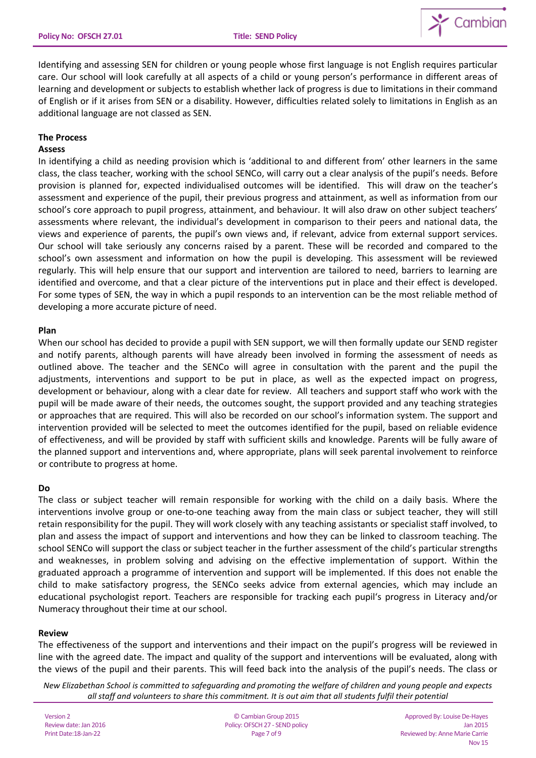Identifying and assessing SEN for children or young people whose first language is not English requires particular care. Our school will look carefully at all aspects of a child or young person's performance in different areas of learning and development or subjects to establish whether lack of progress is due to limitations in their command of English or if it arises from SEN or a disability. However, difficulties related solely to limitations in English as an additional language are not classed as SEN.

**The Process**

**Assess**

In identifying a child as needing provision which is 'additional to and different from' other learners in the same class, the class teacher, working with the school SENCo, will carry out a clear analysis of the pupil's needs. Before provision is planned for, expected individualised outcomes will be identified. This will draw on the teacher's assessment and experience of the pupil, their previous progress and attainment, as well as information from our school's core approach to pupil progress, attainment, and behaviour. It will also draw on other subject teachers' assessments where relevant, the individual's development in comparison to their peers and national data, the views and experience of parents, the pupil's own views and, if relevant, advice from external support services. Our school will take seriously any concerns raised by a parent. These will be recorded and compared to the school's own assessment and information on how the pupil is developing. This assessment will be reviewed regularly. This will help ensure that our support and intervention are tailored to need, barriers to learning are identified and overcome, and that a clear picture of the interventions put in place and their effect is developed. For some types of SEN, the way in which a pupil responds to an intervention can be the most reliable method of developing a more accurate picture of need.

**Plan**

When our school has decided to provide a pupil with SEN support, we will then formally update our SEND register and notify parents, although parents will have already been involved in forming the assessment of needs as outlined above. The teacher and the SENCo will agree in consultation with the parent and the pupil the adjustments, interventions and support to be put in place, as well as the expected impact on progress, development or behaviour, along with a clear date for review. All teachers and support staff who work with the pupil will be made aware of their needs, the outcomes sought, the support provided and any teaching strategies or approaches that are required. This will also be recorded on our school's information system. The support and intervention provided will be selected to meet the outcomes identified for the pupil, based on reliable evidence of effectiveness, and will be provided by staff with sufficient skills and knowledge. Parents will be fully aware of the planned support and interventions and, where appropriate, plans will seek parental involvement to reinforce or contribute to progress at home.

**Do**

The class or subject teacher will remain responsible for working with the child on a daily basis. Where the interventions involve group or one-to-one teaching away from the main class or subject teacher, they will still retain responsibility for the pupil. They will work closely with any teaching assistants or specialist staff involved, to plan and assess the impact of support and interventions and how they can be linked to classroom teaching. The school SENCo will support the class or subject teacher in the further assessment of the child's particular strengths and weaknesses, in problem solving and advising on the effective implementation of support. Within the graduated approach a programme of intervention and support will be implemented. If this does not enable the child to make satisfactory progress, the SENCo seeks advice from external agencies, which may include an educational psychologist report. Teachers are responsible for tracking each pupil's progress in Literacy and/or Numeracy throughout their time at our school.

**Review**

The effectiveness of the support and interventions and their impact on the pupil's progress will be reviewed in line with the agreed date. The impact and quality of the support and interventions will be evaluated, along with the views of the pupil and their parents. This will feed back into the analysis of the pupil's needs. The class or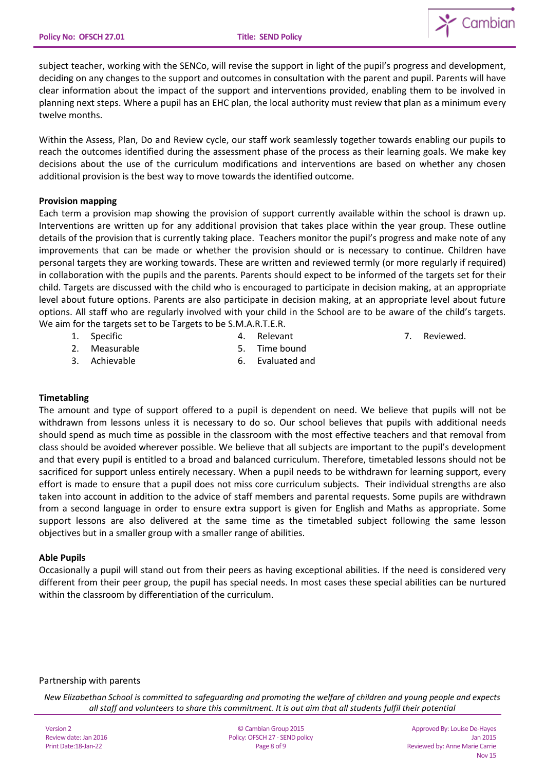subject teacher, working with the SENCo, will revise the support in light of the pupil's progress and development, deciding on any changes to the support and outcomes in consultation with the parent and pupil. Parents will have clear information about the impact of the support and interventions provided, enabling them to be involved in planning next steps. Where a pupil has an EHC plan, the local authority must review that plan as a minimum every twelve months.

Within the Assess, Plan, Do and Review cycle, our staff work seamlessly together towards enabling our pupils to reach the outcomes identified during the assessment phase of the process as their learning goals. We make key decisions about the use of the curriculum modifications and interventions are based on whether any chosen additional provision is the best way to move towards the identified outcome.

**Provision mapping**

Each term a provision map showing the provision of support currently available within the school is drawn up. Interventions are written up for any additional provision that takes place within the year group. These outline details of the provision that is currently taking place. Teachers monitor the pupil's progress and make note of any improvements that can be made or whether the provision should or is necessary to continue. Children have personal targets they are working towards. These are written and reviewed termly (or more regularly if required) in collaboration with the pupils and the parents. Parents should expect to be informed of the targets set for their child. Targets are discussed with the child who is encouraged to participate in decision making, at an appropriate level about future options. Parents are also participate in decision making, at an appropriate level about future options. All staff who are regularly involved with your child in the School are to be aware of the child's targets. We aim for the targets set to be Targets to be S.M.A.R.T.E.R.

1. Specific
2. Measurable
3. Achievable
4. Relevant
5. Time bound
6. Evaluated and
7. Reviewed.

**Timetabling**

The amount and type of support offered to a pupil is dependent on need. We believe that pupils will not be withdrawn from lessons unless it is necessary to do so. Our school believes that pupils with additional needs should spend as much time as possible in the classroom with the most effective teachers and that removal from class should be avoided wherever possible. We believe that all subjects are important to the pupil's development and that every pupil is entitled to a broad and balanced curriculum. Therefore, timetabled lessons should not be sacrificed for support unless entirely necessary. When a pupil needs to be withdrawn for learning support, every effort is made to ensure that a pupil does not miss core curriculum subjects. Their individual strengths are also taken into account in addition to the advice of staff members and parental requests. Some pupils are withdrawn from a second language in order to ensure extra support is given for English and Maths as appropriate. Some support lessons are also delivered at the same time as the timetabled subject following the same lesson objectives but in a smaller group with a smaller range of abilities.

**Able Pupils**

Occasionally a pupil will stand out from their peers as having exceptional abilities. If the need is considered very different from their peer group, the pupil has special needs. In most cases these special abilities can be nurtured within the classroom by differentiation of the curriculum.

Partnership with parents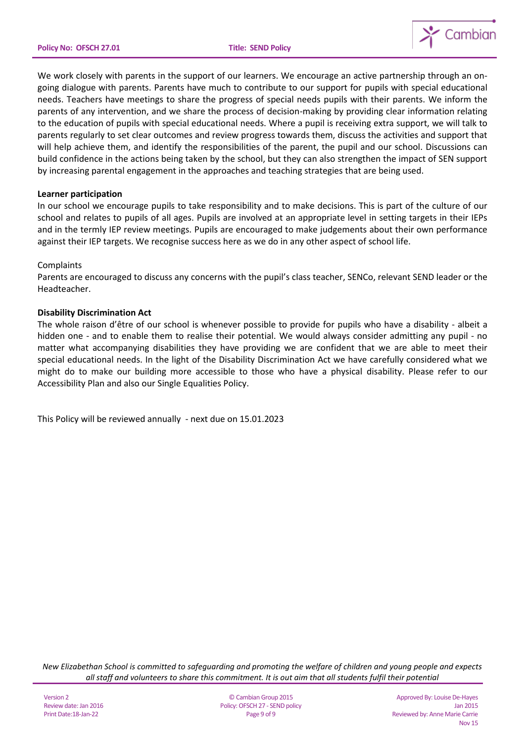We work closely with parents in the support of our learners. We encourage an active partnership through an on-going dialogue with parents. Parents have much to contribute to our support for pupils with special educational needs. Teachers have meetings to share the progress of special needs pupils with their parents. We inform the parents of any intervention, and we share the process of decision-making by providing clear information relating to the education of pupils with special educational needs. Where a pupil is receiving extra support, we will talk to parents regularly to set clear outcomes and review progress towards them, discuss the activities and support that will help achieve them, and identify the responsibilities of the parent, the pupil and our school. Discussions can build confidence in the actions being taken by the school, but they can also strengthen the impact of SEN support by increasing parental engagement in the approaches and teaching strategies that are being used.

**Learner participation**

In our school we encourage pupils to take responsibility and to make decisions. This is part of the culture of our school and relates to pupils of all ages. Pupils are involved at an appropriate level in setting targets in their IEPs and in the termly IEP review meetings. Pupils are encouraged to make judgements about their own performance against their IEP targets. We recognise success here as we do in any other aspect of school life.

Complaints

Parents are encouraged to discuss any concerns with the pupil's class teacher, SENCo, relevant SEND leader or the Headteacher.

**Disability Discrimination Act**

The whole raison d'être of our school is whenever possible to provide for pupils who have a disability - albeit a hidden one - and to enable them to realise their potential. We would always consider admitting any pupil - no matter what accompanying disabilities they have providing we are confident that we are able to meet their special educational needs. In the light of the Disability Discrimination Act we have carefully considered what we might do to make our building more accessible to those who have a physical disability. Please refer to our Accessibility Plan and also our Single Equalities Policy.

This Policy will be reviewed annually - next due on 15.01.2023